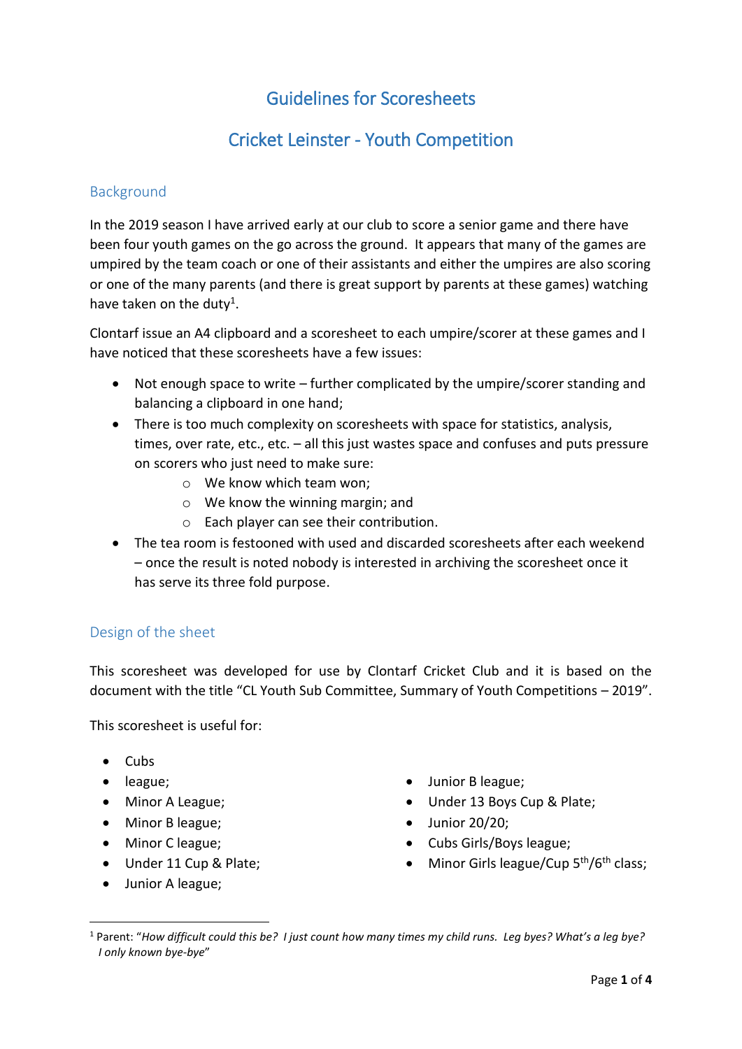# Guidelines for Scoresheets

# Cricket Leinster - Youth Competition

## Background

In the 2019 season I have arrived early at our club to score a senior game and there have been four youth games on the go across the ground. It appears that many of the games are umpired by the team coach or one of their assistants and either the umpires are also scoring or one of the many parents (and there is great support by parents at these games) watching have taken on the duty[1].

Clontarf issue an A4 clipboard and a scoresheet to each umpire/scorer at these games and I have noticed that these scoresheets have a few issues:

- Not enough space to write – further complicated by the umpire/scorer standing and balancing a clipboard in one hand;
- There is too much complexity on scoresheets with space for statistics, analysis, times, over rate, etc., etc. – all this just wastes space and confuses and puts pressure on scorers who just need to make sure:
  - We know which team won;
  - We know the winning margin; and
  - Each player can see their contribution.
- The tea room is festooned with used and discarded scoresheets after each weekend – once the result is noted nobody is interested in archiving the scoresheet once it has serve its three fold purpose.

## Design of the sheet

This scoresheet was developed for use by Clontarf Cricket Club and it is based on the document with the title "CL Youth Sub Committee, Summary of Youth Competitions – 2019".

This scoresheet is useful for:

- Cubs
- league;
- Minor A League;
- Minor B league;
- Minor C league;
- Under 11 Cup & Plate;
- Junior A league;
- Junior B league;
- Under 13 Boys Cup & Plate;
- Junior 20/20;
- Cubs Girls/Boys league;
- Minor Girls league/Cup 5th/6th class;

[1] Parent: "*How difficult could this be? I just count how many times my child runs. Leg byes? What's a leg bye? I only known bye-bye*"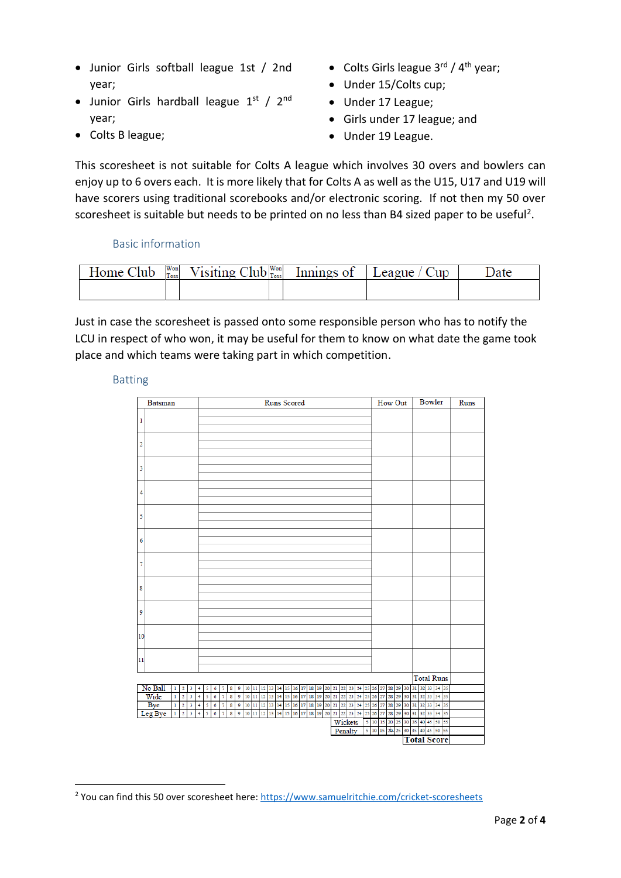- Junior Girls softball league 1st / 2nd year;
- Junior Girls hardball league 1st / 2nd year;
- Colts B league;
- Colts Girls league 3rd / 4th year;
- Under 15/Colts cup;
- Under 17 League;
- Girls under 17 league; and
- Under 19 League.

This scoresheet is not suitable for Colts A league which involves 30 overs and bowlers can enjoy up to 6 overs each. It is more likely that for Colts A as well as the U15, U17 and U19 will have scorers using traditional scorebooks and/or electronic scoring. If not then my 50 over scoresheet is suitable but needs to be printed on no less than B4 sized paper to be useful[2].

## Basic information

| Home Club | Won Toss | Visiting Club | Won Toss | Innings of | League / Cup | Date |
|---|---|---|---|---|---|---|
| | | | | | | |

Just in case the scoresheet is passed onto some responsible person who has to notify the LCU in respect of who won, it may be useful for them to know on what date the game took place and which teams were taking part in which competition.

## Batting

| Batsman | Runs Scored | How Out | Bowler | Runs |
|---|---|---|---|---|
| 1 | | | | |
| 2 | | | | |
| 3 | | | | |
| 4 | | | | |
| 5 | | | | |
| 6 | | | | |
| 7 | | | | |
| 8 | | | | |
| 9 | | | | |
| 10 | | | | |
| 11 | | | | |
| | | | Total Runs | |

| | | | | | | | | | | | | | | | | | | | | | | | | | | | | | | | | | | | |
|---|---|---|---|---|---|---|---|---|---|---|---|---|---|---|---|---|---|---|---|---|---|---|---|---|---|---|---|---|---|---|---|---|---|---|---|
| No Ball | 1 | 2 | 3 | 4 | 5 | 6 | 7 | 8 | 9 | 10 | 11 | 12 | 13 | 14 | 15 | 16 | 17 | 18 | 19 | 20 | 21 | 22 | 23 | 24 | 25 | 26 | 27 | 28 | 29 | 30 | 31 | 32 | 33 | 34 | 35 |
| Wide | 1 | 2 | 3 | 4 | 5 | 6 | 7 | 8 | 9 | 10 | 11 | 12 | 13 | 14 | 15 | 16 | 17 | 18 | 19 | 20 | 21 | 22 | 23 | 24 | 25 | 26 | 27 | 28 | 29 | 30 | 31 | 32 | 33 | 34 | 35 |
| Bye | 1 | 2 | 3 | 4 | 5 | 6 | 7 | 8 | 9 | 10 | 11 | 12 | 13 | 14 | 15 | 16 | 17 | 18 | 19 | 20 | 21 | 22 | 23 | 24 | 25 | 26 | 27 | 28 | 29 | 30 | 31 | 32 | 33 | 34 | 35 |
| Leg Bye | 1 | 2 | 3 | 4 | 5 | 6 | 7 | 8 | 9 | 10 | 11 | 12 | 13 | 14 | 15 | 16 | 17 | 18 | 19 | 20 | 21 | 22 | 23 | 24 | 25 | 26 | 27 | 28 | 29 | 30 | 31 | 32 | 33 | 34 | 35 |

| | | | | | | | | | | | |
|---|---|---|---|---|---|---|---|---|---|---|---|
| Wickets | 5 | 10 | 15 | 20 | 25 | 30 | 35 | 40 | 45 | 50 | 55 |
| Penalty | 5 | 10 | 15 | 20 | 25 | 30 | 35 | 40 | 45 | 50 | 55 |
| Total Score | | | | | | | | | | | |

[2] You can find this 50 over scoresheet here: https://www.samuelritchie.com/cricket-scoresheets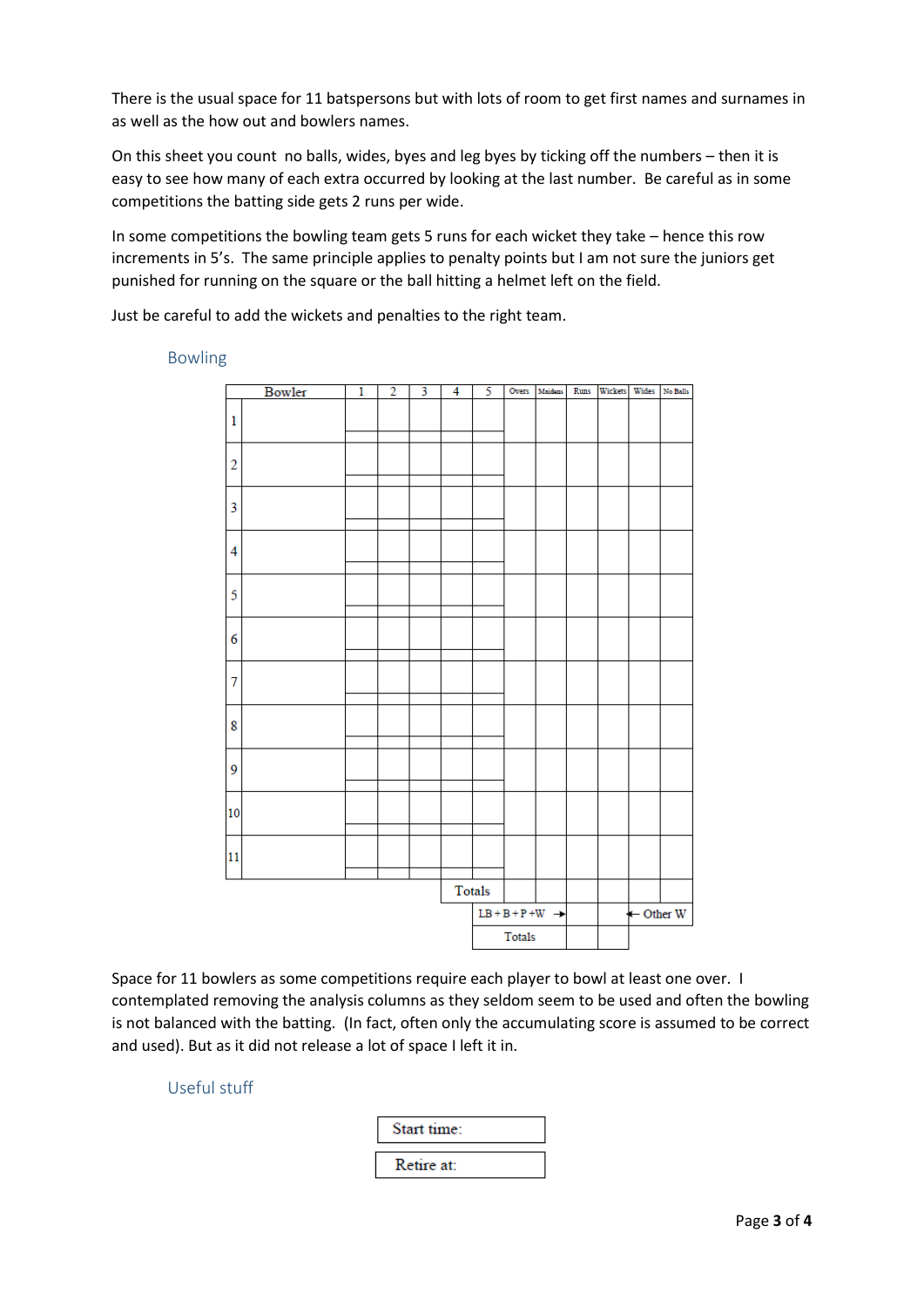There is the usual space for 11 batspersons but with lots of room to get first names and surnames in as well as the how out and bowlers names.

On this sheet you count no balls, wides, byes and leg byes by ticking off the numbers – then it is easy to see how many of each extra occurred by looking at the last number. Be careful as in some competitions the batting side gets 2 runs per wide.

In some competitions the bowling team gets 5 runs for each wicket they take – hence this row increments in 5's. The same principle applies to penalty points but I am not sure the juniors get punished for running on the square or the ball hitting a helmet left on the field.

Just be careful to add the wickets and penalties to the right team.

## Bowling

| | Bowler | 1 | 2 | 3 | 4 | 5 | Overs | Maidens | Runs | Wickets | Wides | No Balls |
|---|---|---|---|---|---|---|---|---|---|---|---|---|
| 1 | | | | | | | | | | | | |
| 2 | | | | | | | | | | | | |
| 3 | | | | | | | | | | | | |
| 4 | | | | | | | | | | | | |
| 5 | | | | | | | | | | | | |
| 6 | | | | | | | | | | | | |
| 7 | | | | | | | | | | | | |
| 8 | | | | | | | | | | | | |
| 9 | | | | | | | | | | | | |
| 10 | | | | | | | | | | | | |
| 11 | | | | | | | | | | | | |
| | | | | | Totals | | | | | | | |
| | | | | | | LB + B + P +W → | | | | | ← Other W | |
| | | | | | | Totals | | | | | | |

Space for 11 bowlers as some competitions require each player to bowl at least one over. I contemplated removing the analysis columns as they seldom seem to be used and often the bowling is not balanced with the batting. (In fact, often only the accumulating score is assumed to be correct and used). But as it did not release a lot of space I left it in.

## Useful stuff

| Start time: |
|---|
| Retire at: |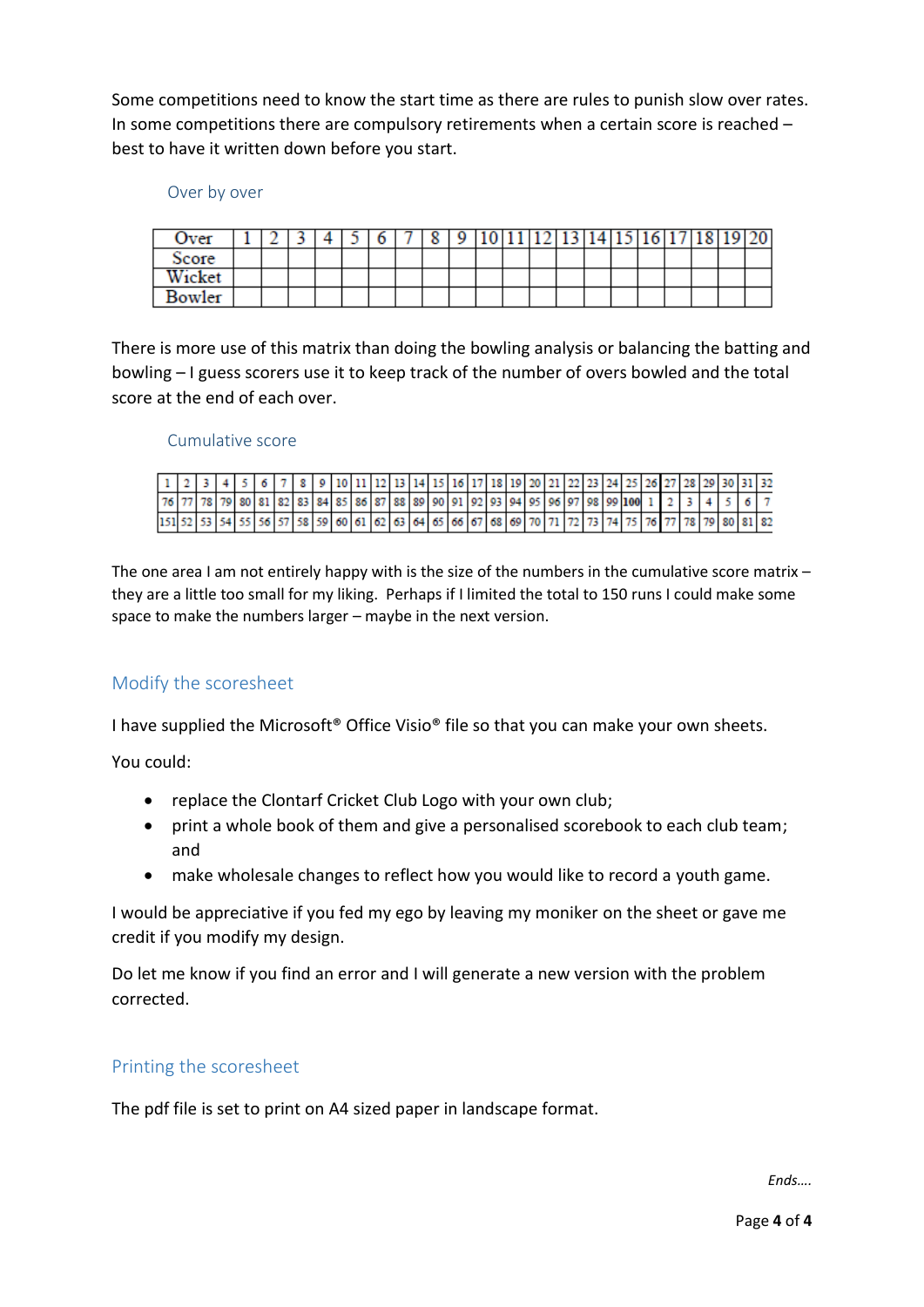Some competitions need to know the start time as there are rules to punish slow over rates. In some competitions there are compulsory retirements when a certain score is reached – best to have it written down before you start.

### Over by over

| Over | 1 | 2 | 3 | 4 | 5 | 6 | 7 | 8 | 9 | 10 | 11 | 12 | 13 | 14 | 15 | 16 | 17 | 18 | 19 | 20 |
|---|---|---|---|---|---|---|---|---|---|---|---|---|---|---|---|---|---|---|---|---|
| Score | | | | | | | | | | | | | | | | | | | | |
| Wicket | | | | | | | | | | | | | | | | | | | | |
| Bowler | | | | | | | | | | | | | | | | | | | | |

There is more use of this matrix than doing the bowling analysis or balancing the batting and bowling – I guess scorers use it to keep track of the number of overs bowled and the total score at the end of each over.

### Cumulative score

| | | | | | | | | | | | | | | | | | | | | | | | | | | | | | | | |
|---|---|---|---|---|---|---|---|---|---|---|---|---|---|---|---|---|---|---|---|---|---|---|---|---|---|---|---|---|---|---|---|
| 1 | 2 | 3 | 4 | 5 | 6 | 7 | 8 | 9 | 10 | 11 | 12 | 13 | 14 | 15 | 16 | 17 | 18 | 19 | 20 | 21 | 22 | 23 | 24 | 25 | 26 | 27 | 28 | 29 | 30 | 31 | 32 |
| 76 | 77 | 78 | 79 | 80 | 81 | 82 | 83 | 84 | 85 | 86 | 87 | 88 | 89 | 90 | 91 | 92 | 93 | 94 | 95 | 96 | 97 | 98 | 99 | **100** | 1 | 2 | 3 | 4 | 5 | 6 | 7 |
| 151 | 52 | 53 | 54 | 55 | 56 | 57 | 58 | 59 | 60 | 61 | 62 | 63 | 64 | 65 | 66 | 67 | 68 | 69 | 70 | 71 | 72 | 73 | 74 | 75 | 76 | 77 | 78 | 79 | 80 | 81 | 82 |

The one area I am not entirely happy with is the size of the numbers in the cumulative score matrix – they are a little too small for my liking. Perhaps if I limited the total to 150 runs I could make some space to make the numbers larger – maybe in the next version.

## Modify the scoresheet

I have supplied the Microsoft® Office Visio® file so that you can make your own sheets.

You could:

- replace the Clontarf Cricket Club Logo with your own club;
- print a whole book of them and give a personalised scorebook to each club team; and
- make wholesale changes to reflect how you would like to record a youth game.

I would be appreciative if you fed my ego by leaving my moniker on the sheet or gave me credit if you modify my design.

Do let me know if you find an error and I will generate a new version with the problem corrected.

## Printing the scoresheet

The pdf file is set to print on A4 sized paper in landscape format.

*Ends….*